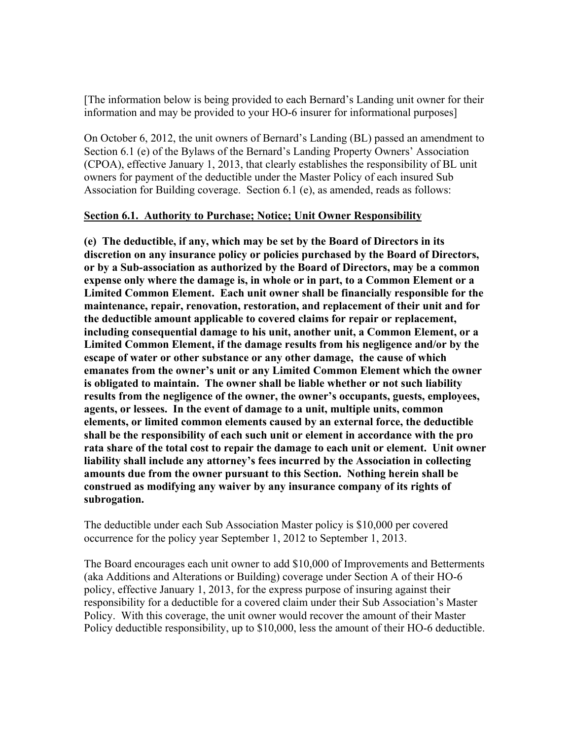[The information below is being provided to each Bernard's Landing unit owner for their information and may be provided to your HO-6 insurer for informational purposes]

On October 6, 2012, the unit owners of Bernard's Landing (BL) passed an amendment to Section 6.1 (e) of the Bylaws of the Bernard's Landing Property Owners' Association (CPOA), effective January 1, 2013, that clearly establishes the responsibility of BL unit owners for payment of the deductible under the Master Policy of each insured Sub Association for Building coverage. Section 6.1 (e), as amended, reads as follows:

**<u>Section 6.1. Authority to Purchase; Notice; Unit Owner Responsibility</u>**

**(e) The deductible, if any, which may be set by the Board of Directors in its discretion on any insurance policy or policies purchased by the Board of Directors, or by a Sub-association as authorized by the Board of Directors, may be a common expense only where the damage is, in whole or in part, to a Common Element or a Limited Common Element. Each unit owner shall be financially responsible for the maintenance, repair, renovation, restoration, and replacement of their unit and for the deductible amount applicable to covered claims for repair or replacement, including consequential damage to his unit, another unit, a Common Element, or a Limited Common Element, if the damage results from his negligence and/or by the escape of water or other substance or any other damage, the cause of which emanates from the owner's unit or any Limited Common Element which the owner is obligated to maintain. The owner shall be liable whether or not such liability results from the negligence of the owner, the owner's occupants, guests, employees, agents, or lessees. In the event of damage to a unit, multiple units, common elements, or limited common elements caused by an external force, the deductible shall be the responsibility of each such unit or element in accordance with the pro rata share of the total cost to repair the damage to each unit or element. Unit owner liability shall include any attorney's fees incurred by the Association in collecting amounts due from the owner pursuant to this Section. Nothing herein shall be construed as modifying any waiver by any insurance company of its rights of subrogation.**

The deductible under each Sub Association Master policy is $10,000 per covered occurrence for the policy year September 1, 2012 to September 1, 2013.

The Board encourages each unit owner to add $10,000 of Improvements and Betterments (aka Additions and Alterations or Building) coverage under Section A of their HO-6 policy, effective January 1, 2013, for the express purpose of insuring against their responsibility for a deductible for a covered claim under their Sub Association's Master Policy. With this coverage, the unit owner would recover the amount of their Master Policy deductible responsibility, up to $10,000, less the amount of their HO-6 deductible.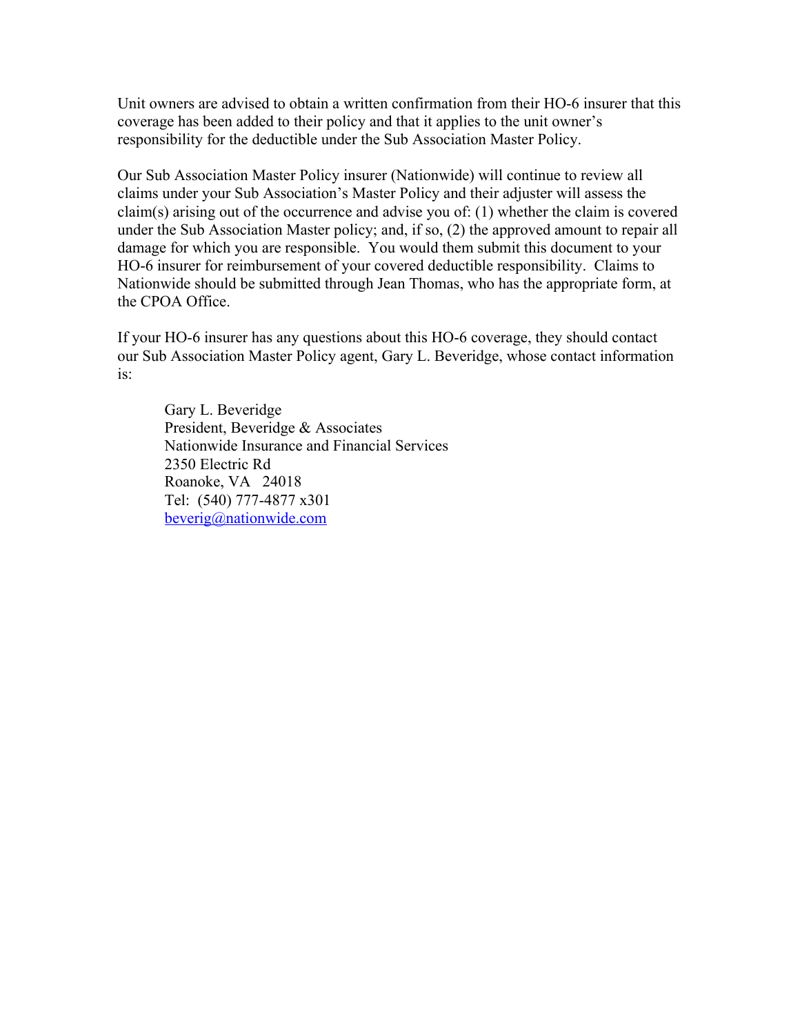Unit owners are advised to obtain a written confirmation from their HO-6 insurer that this coverage has been added to their policy and that it applies to the unit owner's responsibility for the deductible under the Sub Association Master Policy.

Our Sub Association Master Policy insurer (Nationwide) will continue to review all claims under your Sub Association's Master Policy and their adjuster will assess the claim(s) arising out of the occurrence and advise you of: (1) whether the claim is covered under the Sub Association Master policy; and, if so, (2) the approved amount to repair all damage for which you are responsible. You would them submit this document to your HO-6 insurer for reimbursement of your covered deductible responsibility. Claims to Nationwide should be submitted through Jean Thomas, who has the appropriate form, at the CPOA Office.

If your HO-6 insurer has any questions about this HO-6 coverage, they should contact our Sub Association Master Policy agent, Gary L. Beveridge, whose contact information is:

> Gary L. Beveridge
> President, Beveridge & Associates
> Nationwide Insurance and Financial Services
> 2350 Electric Rd
> Roanoke, VA 24018
> Tel: (540) 777-4877 x301
> beverig@nationwide.com